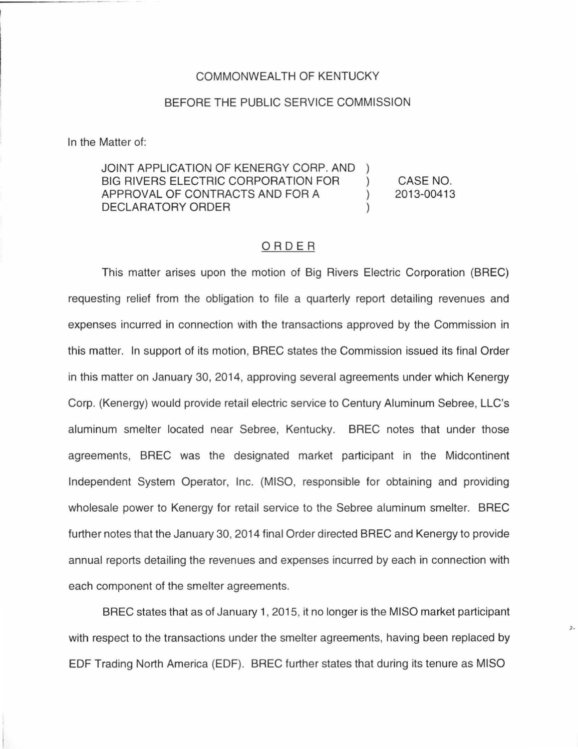COMMONWEALTH OF KENTUCKY

BEFORE THE PUBLIC SERVICE COMMISSION

In the Matter of:

| | | |
|---|---|---|
| JOINT APPLICATION OF KENERGY CORP. AND BIG RIVERS ELECTRIC CORPORATION FOR APPROVAL OF CONTRACTS AND FOR A DECLARATORY ORDER | ) ) ) ) | CASE NO. 2013-00413 |

## ORDER

This matter arises upon the motion of Big Rivers Electric Corporation (BREC) requesting relief from the obligation to file a quarterly report detailing revenues and expenses incurred in connection with the transactions approved by the Commission in this matter. In support of its motion, BREC states the Commission issued its final Order in this matter on January 30, 2014, approving several agreements under which Kenergy Corp. (Kenergy) would provide retail electric service to Century Aluminum Sebree, LLC's aluminum smelter located near Sebree, Kentucky. BREC notes that under those agreements, BREC was the designated market participant in the Midcontinent Independent System Operator, Inc. (MISO, responsible for obtaining and providing wholesale power to Kenergy for retail service to the Sebree aluminum smelter. BREC further notes that the January 30, 2014 final Order directed BREC and Kenergy to provide annual reports detailing the revenues and expenses incurred by each in connection with each component of the smelter agreements.

BREC states that as of January 1, 2015, it no longer is the MISO market participant with respect to the transactions under the smelter agreements, having been replaced by EDF Trading North America (EDF). BREC further states that during its tenure as MISO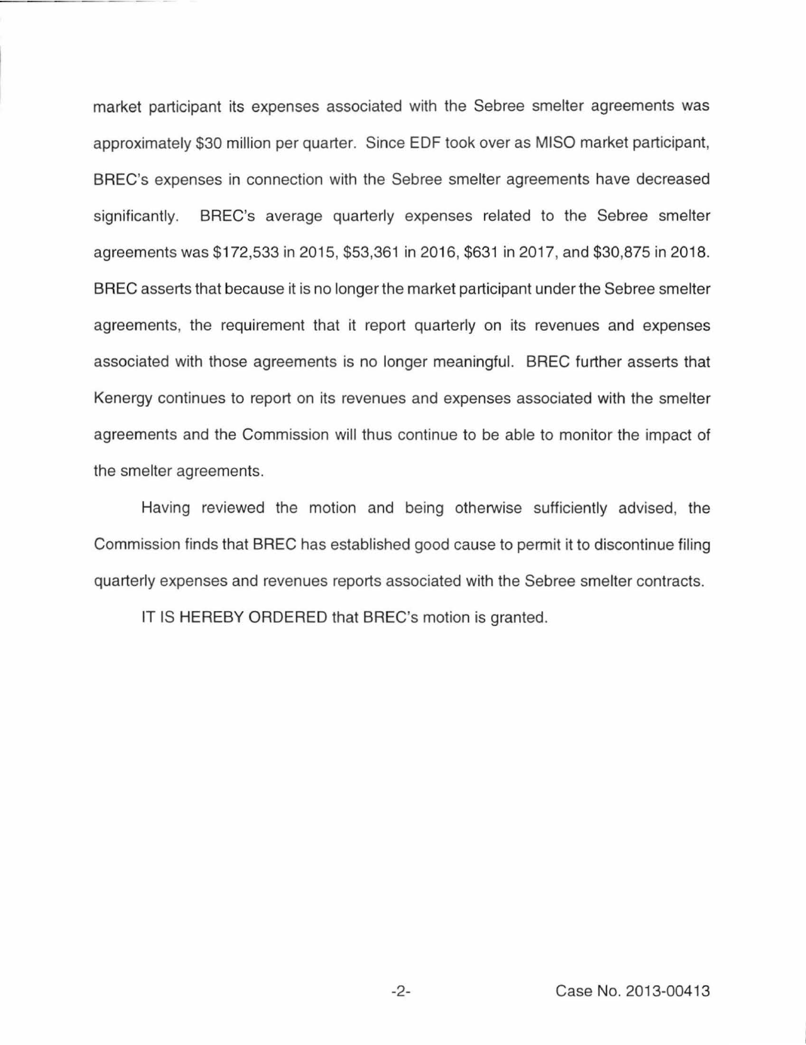market participant its expenses associated with the Sebree smelter agreements was approximately $30 million per quarter. Since EDF took over as MISO market participant, BREC's expenses in connection with the Sebree smelter agreements have decreased significantly. BREC's average quarterly expenses related to the Sebree smelter agreements was $172,533 in 2015, $53,361 in 2016, $631 in 2017, and $30,875 in 2018. BREC asserts that because it is no longer the market participant under the Sebree smelter agreements, the requirement that it report quarterly on its revenues and expenses associated with those agreements is no longer meaningful. BREC further asserts that Kenergy continues to report on its revenues and expenses associated with the smelter agreements and the Commission will thus continue to be able to monitor the impact of the smelter agreements.

Having reviewed the motion and being otherwise sufficiently advised, the Commission finds that BREC has established good cause to permit it to discontinue filing quarterly expenses and revenues reports associated with the Sebree smelter contracts.

IT IS HEREBY ORDERED that BREC's motion is granted.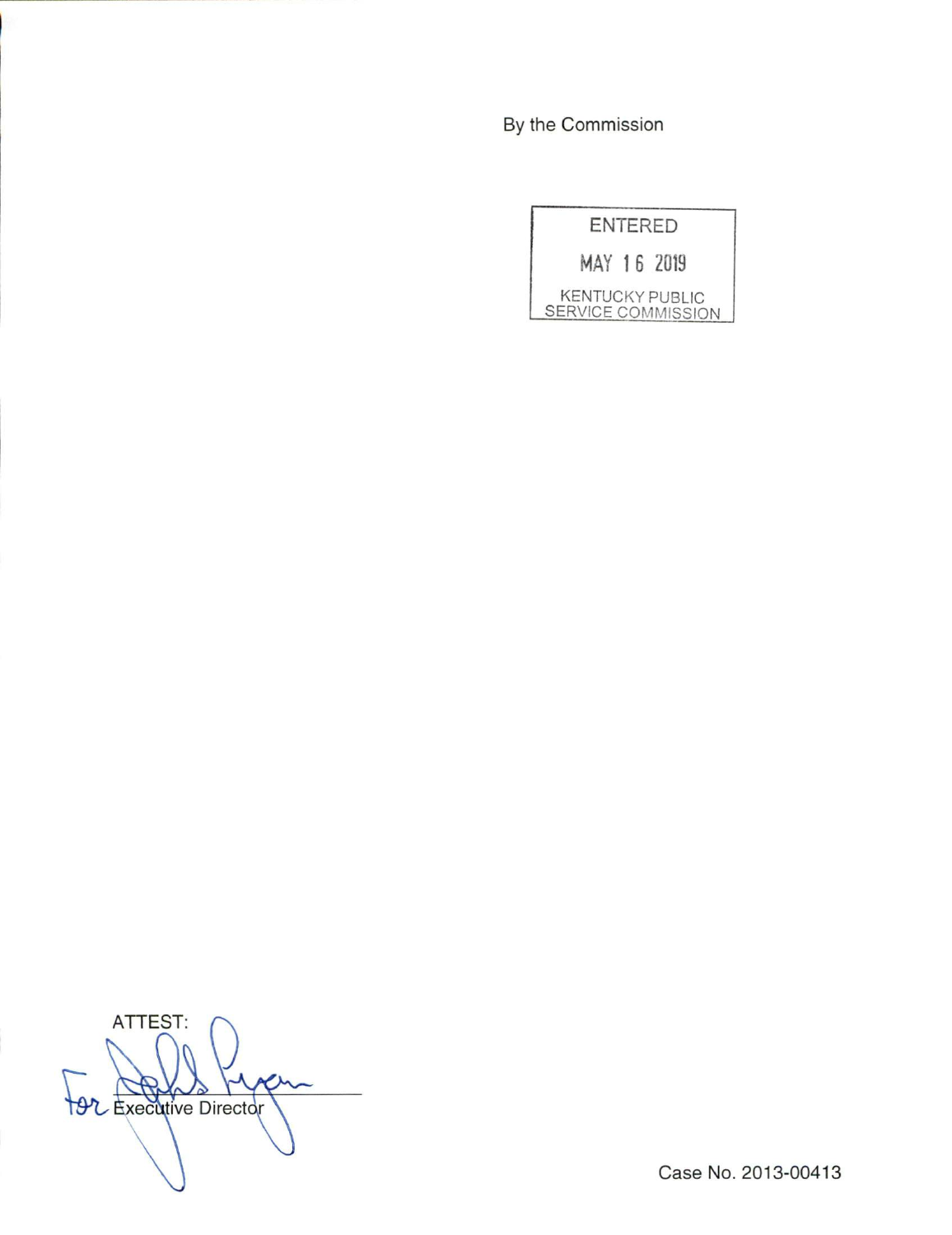By the Commission

ENTERED

MAY 16 2019

KENTUCKY PUBLIC SERVICE COMMISSION

ATTEST:

For Executive Director

Case No. 2013-00413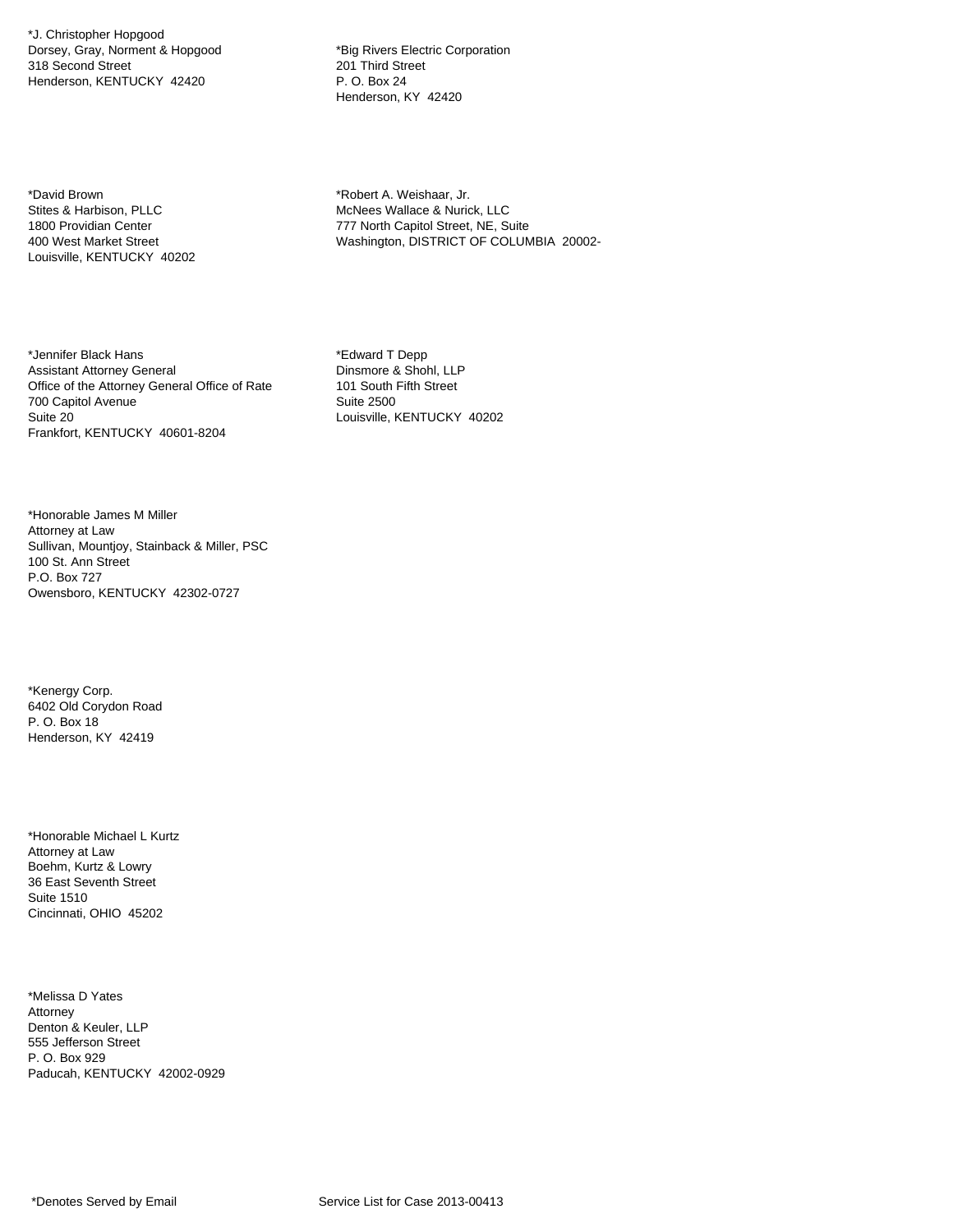*J. Christopher Hopgood
Dorsey, Gray, Norment & Hopgood
318 Second Street
Henderson, KENTUCKY 42420

*Big Rivers Electric Corporation
201 Third Street
P. O. Box 24
Henderson, KY 42420

*David Brown
Stites & Harbison, PLLC
1800 Providian Center
400 West Market Street
Louisville, KENTUCKY 40202

*Robert A. Weishaar, Jr.
McNees Wallace & Nurick, LLC
777 North Capitol Street, NE, Suite
Washington, DISTRICT OF COLUMBIA 20002-

*Jennifer Black Hans
Assistant Attorney General
Office of the Attorney General Office of Rate
700 Capitol Avenue
Suite 20
Frankfort, KENTUCKY 40601-8204

*Edward T Depp
Dinsmore & Shohl, LLP
101 South Fifth Street
Suite 2500
Louisville, KENTUCKY 40202

*Honorable James M Miller
Attorney at Law
Sullivan, Mountjoy, Stainback & Miller, PSC
100 St. Ann Street
P.O. Box 727
Owensboro, KENTUCKY 42302-0727

*Kenergy Corp.
6402 Old Corydon Road
P. O. Box 18
Henderson, KY 42419

*Honorable Michael L Kurtz
Attorney at Law
Boehm, Kurtz & Lowry
36 East Seventh Street
Suite 1510
Cincinnati, OHIO 45202

*Melissa D Yates
Attorney
Denton & Keuler, LLP
555 Jefferson Street
P. O. Box 929
Paducah, KENTUCKY 42002-0929

*Denotes Served by Email

Service List for Case 2013-00413